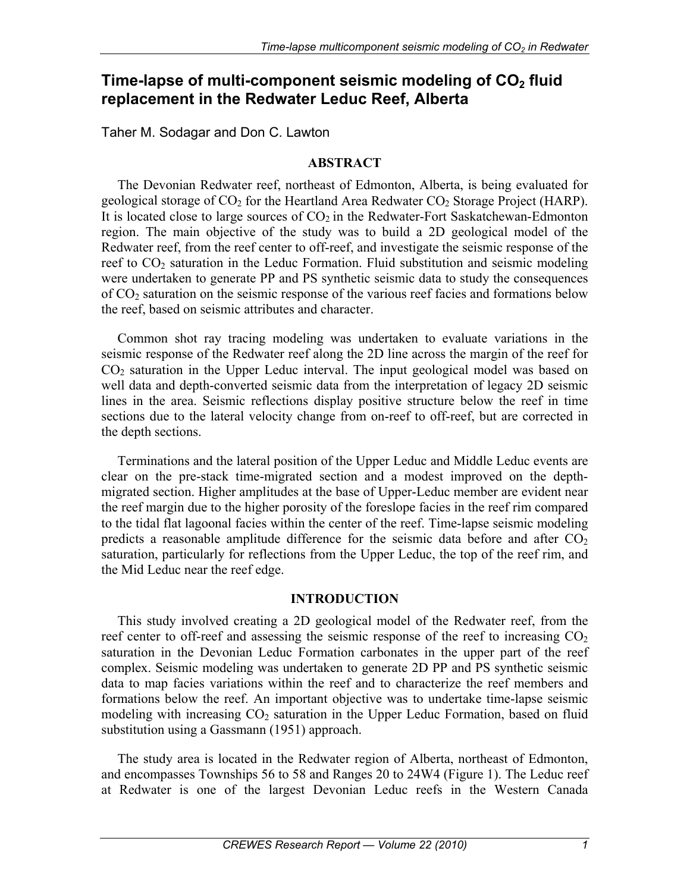# Time-lapse of multi-component seismic modeling of $CO_2$ fluid replacement in the Redwater Leduc Reef, Alberta

Taher M. Sodagar and Don C. Lawton

## ABSTRACT

The Devonian Redwater reef, northeast of Edmonton, Alberta, is being evaluated for geological storage of $CO_2$ for the Heartland Area Redwater $CO_2$ Storage Project (HARP). It is located close to large sources of $CO_2$ in the Redwater-Fort Saskatchewan-Edmonton region. The main objective of the study was to build a 2D geological model of the Redwater reef, from the reef center to off-reef, and investigate the seismic response of the reef to $CO_2$ saturation in the Leduc Formation. Fluid substitution and seismic modeling were undertaken to generate PP and PS synthetic seismic data to study the consequences of $CO_2$ saturation on the seismic response of the various reef facies and formations below the reef, based on seismic attributes and character.

Common shot ray tracing modeling was undertaken to evaluate variations in the seismic response of the Redwater reef along the 2D line across the margin of the reef for $CO_2$ saturation in the Upper Leduc interval. The input geological model was based on well data and depth-converted seismic data from the interpretation of legacy 2D seismic lines in the area. Seismic reflections display positive structure below the reef in time sections due to the lateral velocity change from on-reef to off-reef, but are corrected in the depth sections.

Terminations and the lateral position of the Upper Leduc and Middle Leduc events are clear on the pre-stack time-migrated section and a modest improved on the depth-migrated section. Higher amplitudes at the base of Upper-Leduc member are evident near the reef margin due to the higher porosity of the foreslope facies in the reef rim compared to the tidal flat lagoonal facies within the center of the reef. Time-lapse seismic modeling predicts a reasonable amplitude difference for the seismic data before and after $CO_2$ saturation, particularly for reflections from the Upper Leduc, the top of the reef rim, and the Mid Leduc near the reef edge.

## INTRODUCTION

This study involved creating a 2D geological model of the Redwater reef, from the reef center to off-reef and assessing the seismic response of the reef to increasing $CO_2$ saturation in the Devonian Leduc Formation carbonates in the upper part of the reef complex. Seismic modeling was undertaken to generate 2D PP and PS synthetic seismic data to map facies variations within the reef and to characterize the reef members and formations below the reef. An important objective was to undertake time-lapse seismic modeling with increasing $CO_2$ saturation in the Upper Leduc Formation, based on fluid substitution using a Gassmann (1951) approach.

The study area is located in the Redwater region of Alberta, northeast of Edmonton, and encompasses Townships 56 to 58 and Ranges 20 to 24W4 (Figure 1). The Leduc reef at Redwater is one of the largest Devonian Leduc reefs in the Western Canada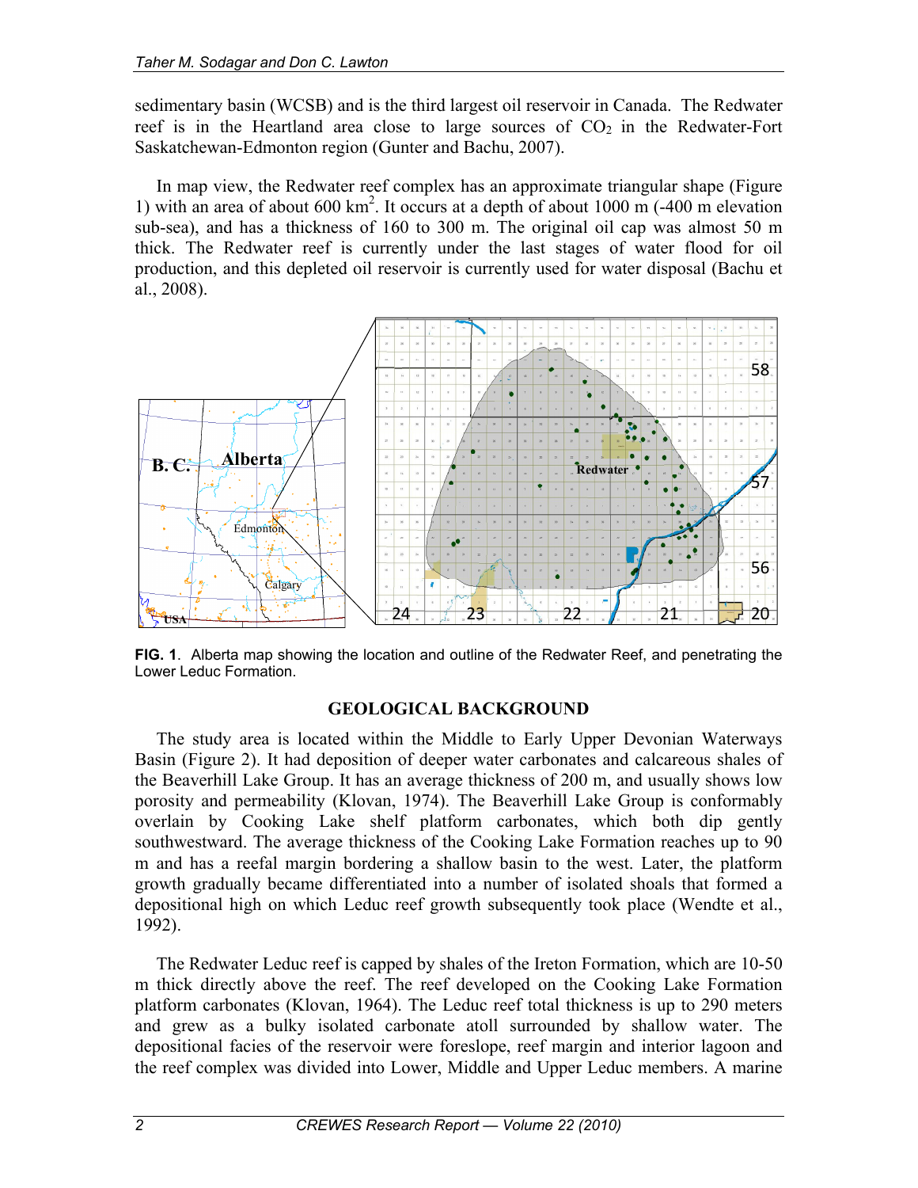sedimentary basin (WCSB) and is the third largest oil reservoir in Canada. The Redwater reef is in the Heartland area close to large sources of $CO_2$ in the Redwater-Fort Saskatchewan-Edmonton region (Gunter and Bachu, 2007).

In map view, the Redwater reef complex has an approximate triangular shape (Figure 1) with an area of about 600 $km^2$. It occurs at a depth of about 1000 m (-400 m elevation sub-sea), and has a thickness of 160 to 300 m. The original oil cap was almost 50 m thick. The Redwater reef is currently under the last stages of water flood for oil production, and this depleted oil reservoir is currently used for water disposal (Bachu et al., 2008).

**FIG. 1**. Alberta map showing the location and outline of the Redwater Reef, and penetrating the Lower Leduc Formation.

## GEOLOGICAL BACKGROUND

The study area is located within the Middle to Early Upper Devonian Waterways Basin (Figure 2). It had deposition of deeper water carbonates and calcareous shales of the Beaverhill Lake Group. It has an average thickness of 200 m, and usually shows low porosity and permeability (Klovan, 1974). The Beaverhill Lake Group is conformably overlain by Cooking Lake shelf platform carbonates, which both dip gently southwestward. The average thickness of the Cooking Lake Formation reaches up to 90 m and has a reefal margin bordering a shallow basin to the west. Later, the platform growth gradually became differentiated into a number of isolated shoals that formed a depositional high on which Leduc reef growth subsequently took place (Wendte et al., 1992).

The Redwater Leduc reef is capped by shales of the Ireton Formation, which are 10-50 m thick directly above the reef. The reef developed on the Cooking Lake Formation platform carbonates (Klovan, 1964). The Leduc reef total thickness is up to 290 meters and grew as a bulky isolated carbonate atoll surrounded by shallow water. The depositional facies of the reservoir were foreslope, reef margin and interior lagoon and the reef complex was divided into Lower, Middle and Upper Leduc members. A marine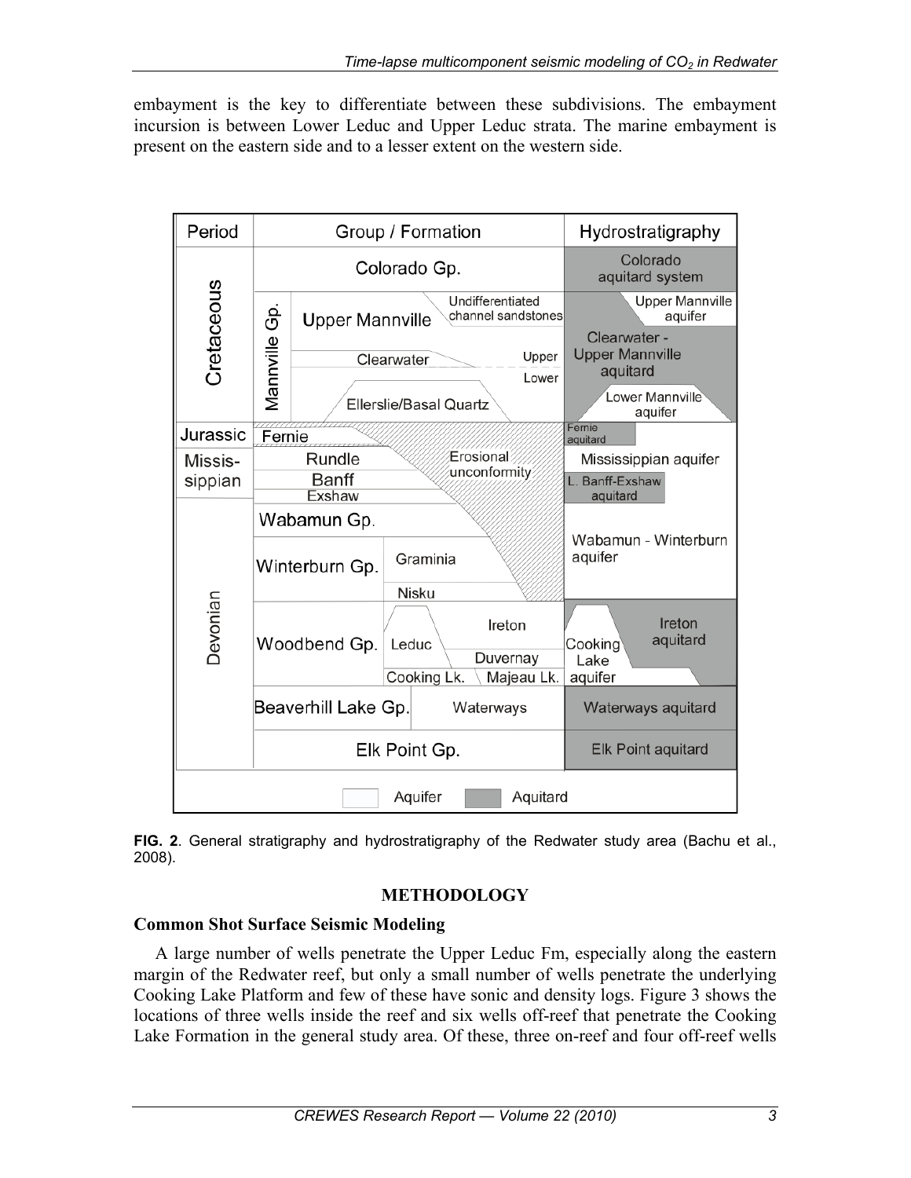embayment is the key to differentiate between these subdivisions. The embayment incursion is between Lower Leduc and Upper Leduc strata. The marine embayment is present on the eastern side and to a lesser extent on the western side.

| Period | Group / Formation | | | Hydrostratigraphy |
|---|---|---|---|---|
| Cretaceous | Colorado Gp. | | | Colorado aquitard system |
| | Mannville Gp. | Upper Mannville | Undifferentiated channel sandstones | Upper Mannville aquifer |
| | | Clearwater | Upper / Lower | Clearwater - Upper Mannville aquitard |
| | | Ellerslie/Basal Quartz | | Lower Mannville aquifer |
| Jurassic | Fernie | | | Fernie aquitard |
| Missis-sippian | Rundle | | Erosional unconformity | Mississippian aquifer |
| | Banff | | | L. Banff-Exshaw aquitard |
| | Exshaw | | | |
| Devonian | Wabamun Gp. | | | Wabamun - Winterburn aquifer |
| | Winterburn Gp. | Graminia | | |
| | | Nisku | | |
| | Woodbend Gp. | Leduc | Ireton | Cooking Lake aquifer / Ireton aquitard |
| | | | Duvernay | |
| | | Cooking Lk. | Majeau Lk. | |
| | Beaverhill Lake Gp. | Waterways | | Waterways aquitard |
| | Elk Point Gp. | | | Elk Point aquitard |

Legend: Aquifer / Aquitard

**FIG. 2**. General stratigraphy and hydrostratigraphy of the Redwater study area (Bachu et al., 2008).

## METHODOLOGY

### Common Shot Surface Seismic Modeling

A large number of wells penetrate the Upper Leduc Fm, especially along the eastern margin of the Redwater reef, but only a small number of wells penetrate the underlying Cooking Lake Platform and few of these have sonic and density logs. Figure 3 shows the locations of three wells inside the reef and six wells off-reef that penetrate the Cooking Lake Formation in the general study area. Of these, three on-reef and four off-reef wells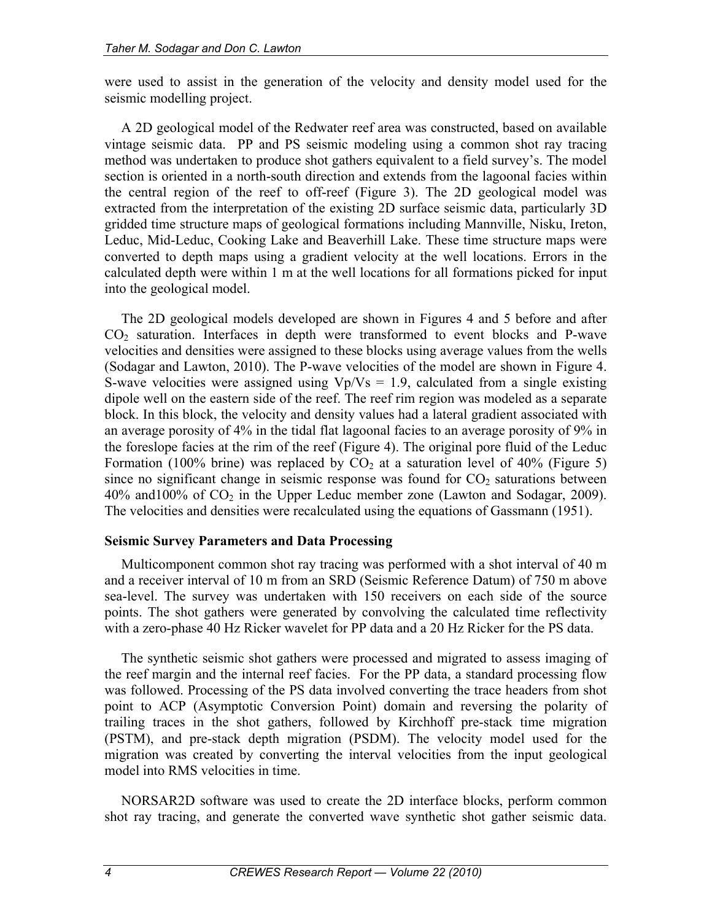were used to assist in the generation of the velocity and density model used for the seismic modelling project.

A 2D geological model of the Redwater reef area was constructed, based on available vintage seismic data. PP and PS seismic modeling using a common shot ray tracing method was undertaken to produce shot gathers equivalent to a field survey's. The model section is oriented in a north-south direction and extends from the lagoonal facies within the central region of the reef to off-reef (Figure 3). The 2D geological model was extracted from the interpretation of the existing 2D surface seismic data, particularly 3D gridded time structure maps of geological formations including Mannville, Nisku, Ireton, Leduc, Mid-Leduc, Cooking Lake and Beaverhill Lake. These time structure maps were converted to depth maps using a gradient velocity at the well locations. Errors in the calculated depth were within 1 m at the well locations for all formations picked for input into the geological model.

The 2D geological models developed are shown in Figures 4 and 5 before and after $CO_2$ saturation. Interfaces in depth were transformed to event blocks and P-wave velocities and densities were assigned to these blocks using average values from the wells (Sodagar and Lawton, 2010). The P-wave velocities of the model are shown in Figure 4. S-wave velocities were assigned using $Vp/Vs = 1.9$, calculated from a single existing dipole well on the eastern side of the reef. The reef rim region was modeled as a separate block. In this block, the velocity and density values had a lateral gradient associated with an average porosity of 4% in the tidal flat lagoonal facies to an average porosity of 9% in the foreslope facies at the rim of the reef (Figure 4). The original pore fluid of the Leduc Formation (100% brine) was replaced by $CO_2$ at a saturation level of 40% (Figure 5) since no significant change in seismic response was found for $CO_2$ saturations between 40% and100% of $CO_2$ in the Upper Leduc member zone (Lawton and Sodagar, 2009). The velocities and densities were recalculated using the equations of Gassmann (1951).

## Seismic Survey Parameters and Data Processing

Multicomponent common shot ray tracing was performed with a shot interval of 40 m and a receiver interval of 10 m from an SRD (Seismic Reference Datum) of 750 m above sea-level. The survey was undertaken with 150 receivers on each side of the source points. The shot gathers were generated by convolving the calculated time reflectivity with a zero-phase 40 Hz Ricker wavelet for PP data and a 20 Hz Ricker for the PS data.

The synthetic seismic shot gathers were processed and migrated to assess imaging of the reef margin and the internal reef facies. For the PP data, a standard processing flow was followed. Processing of the PS data involved converting the trace headers from shot point to ACP (Asymptotic Conversion Point) domain and reversing the polarity of trailing traces in the shot gathers, followed by Kirchhoff pre-stack time migration (PSTM), and pre-stack depth migration (PSDM). The velocity model used for the migration was created by converting the interval velocities from the input geological model into RMS velocities in time.

NORSAR2D software was used to create the 2D interface blocks, perform common shot ray tracing, and generate the converted wave synthetic shot gather seismic data.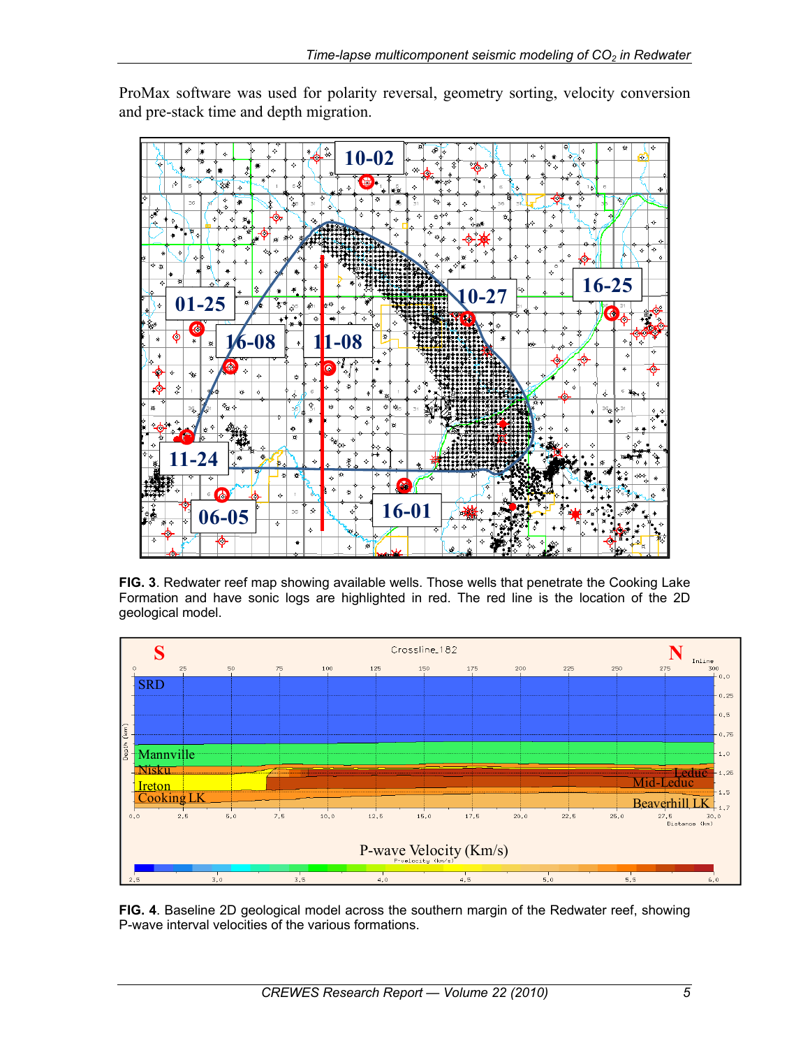ProMax software was used for polarity reversal, geometry sorting, velocity conversion and pre-stack time and depth migration.

**FIG. 3**. Redwater reef map showing available wells. Those wells that penetrate the Cooking Lake Formation and have sonic logs are highlighted in red. The red line is the location of the 2D geological model.

**FIG. 4**. Baseline 2D geological model across the southern margin of the Redwater reef, showing P-wave interval velocities of the various formations.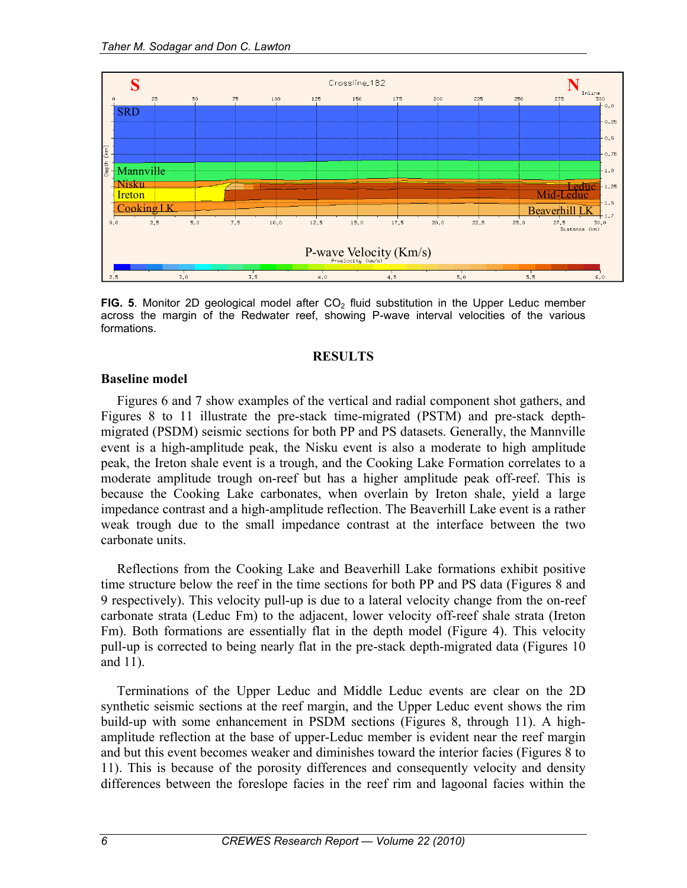**FIG. 5**. Monitor 2D geological model after $CO_2$ fluid substitution in the Upper Leduc member across the margin of the Redwater reef, showing P-wave interval velocities of the various formations.

## RESULTS

### Baseline model

Figures 6 and 7 show examples of the vertical and radial component shot gathers, and Figures 8 to 11 illustrate the pre-stack time-migrated (PSTM) and pre-stack depth-migrated (PSDM) seismic sections for both PP and PS datasets. Generally, the Mannville event is a high-amplitude peak, the Nisku event is also a moderate to high amplitude peak, the Ireton shale event is a trough, and the Cooking Lake Formation correlates to a moderate amplitude trough on-reef but has a higher amplitude peak off-reef. This is because the Cooking Lake carbonates, when overlain by Ireton shale, yield a large impedance contrast and a high-amplitude reflection. The Beaverhill Lake event is a rather weak trough due to the small impedance contrast at the interface between the two carbonate units.

Reflections from the Cooking Lake and Beaverhill Lake formations exhibit positive time structure below the reef in the time sections for both PP and PS data (Figures 8 and 9 respectively). This velocity pull-up is due to a lateral velocity change from the on-reef carbonate strata (Leduc Fm) to the adjacent, lower velocity off-reef shale strata (Ireton Fm). Both formations are essentially flat in the depth model (Figure 4). This velocity pull-up is corrected to being nearly flat in the pre-stack depth-migrated data (Figures 10 and 11).

Terminations of the Upper Leduc and Middle Leduc events are clear on the 2D synthetic seismic sections at the reef margin, and the Upper Leduc event shows the rim build-up with some enhancement in PSDM sections (Figures 8, through 11). A high-amplitude reflection at the base of upper-Leduc member is evident near the reef margin and but this event becomes weaker and diminishes toward the interior facies (Figures 8 to 11). This is because of the porosity differences and consequently velocity and density differences between the foreslope facies in the reef rim and lagoonal facies within the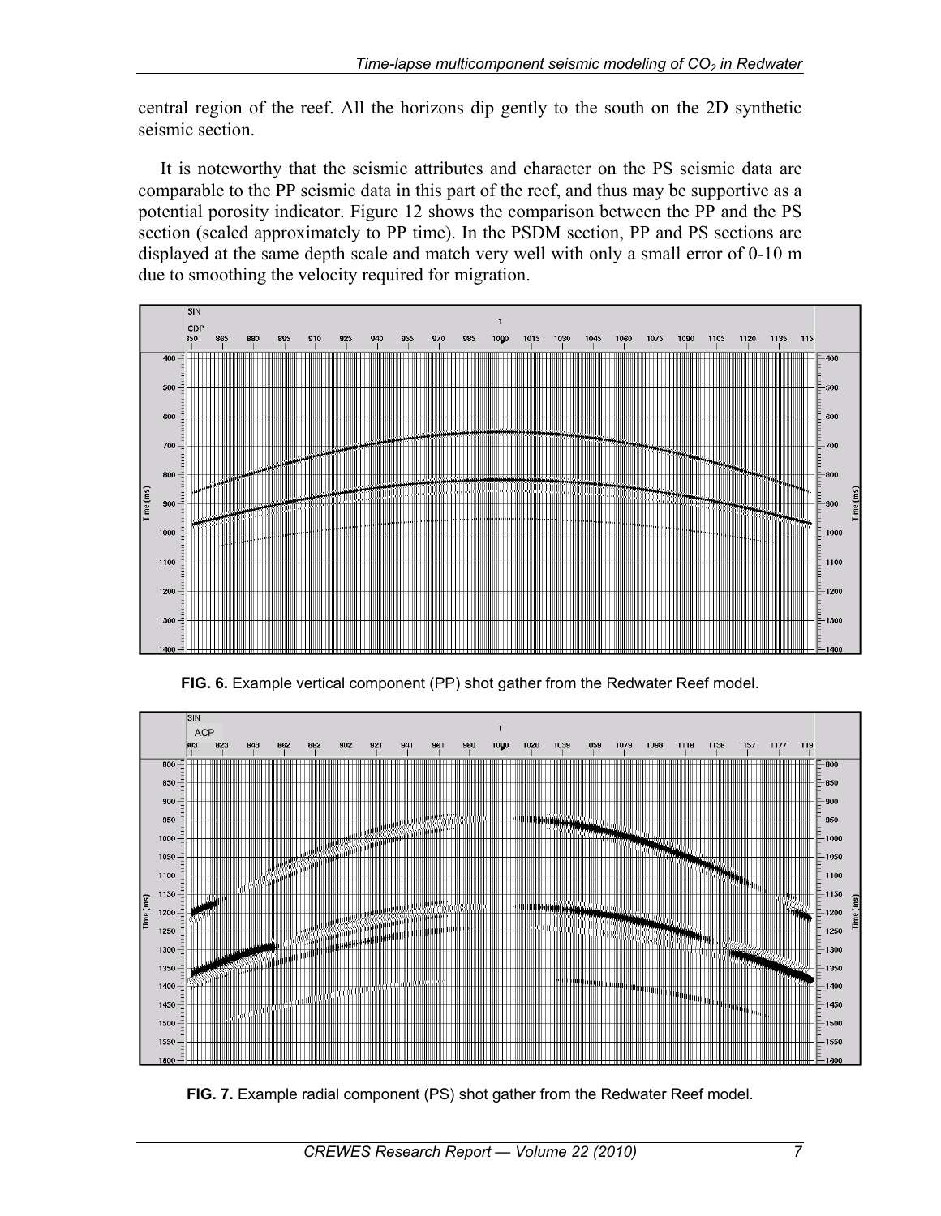central region of the reef. All the horizons dip gently to the south on the 2D synthetic seismic section.

It is noteworthy that the seismic attributes and character on the PS seismic data are comparable to the PP seismic data in this part of the reef, and thus may be supportive as a potential porosity indicator. Figure 12 shows the comparison between the PP and the PS section (scaled approximately to PP time). In the PSDM section, PP and PS sections are displayed at the same depth scale and match very well with only a small error of 0-10 m due to smoothing the velocity required for migration.

**FIG. 6.** Example vertical component (PP) shot gather from the Redwater Reef model.

**FIG. 7.** Example radial component (PS) shot gather from the Redwater Reef model.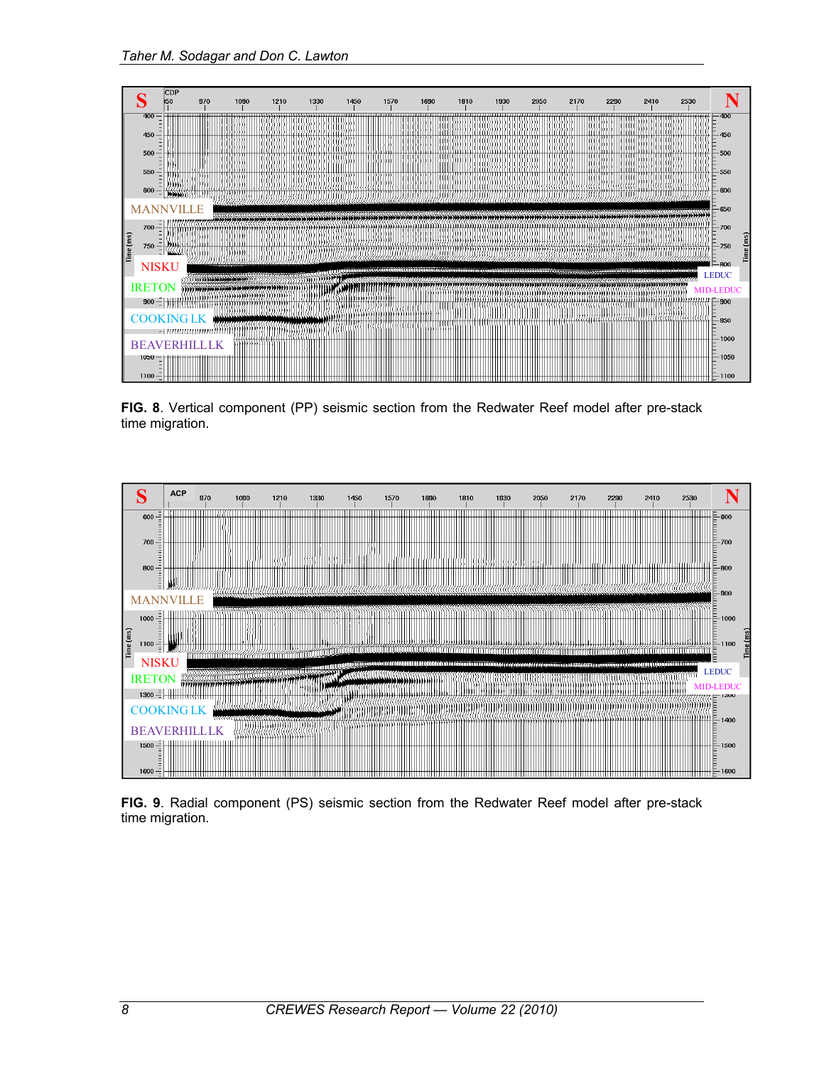**FIG. 8**. Vertical component (PP) seismic section from the Redwater Reef model after pre-stack time migration.

**FIG. 9**. Radial component (PS) seismic section from the Redwater Reef model after pre-stack time migration.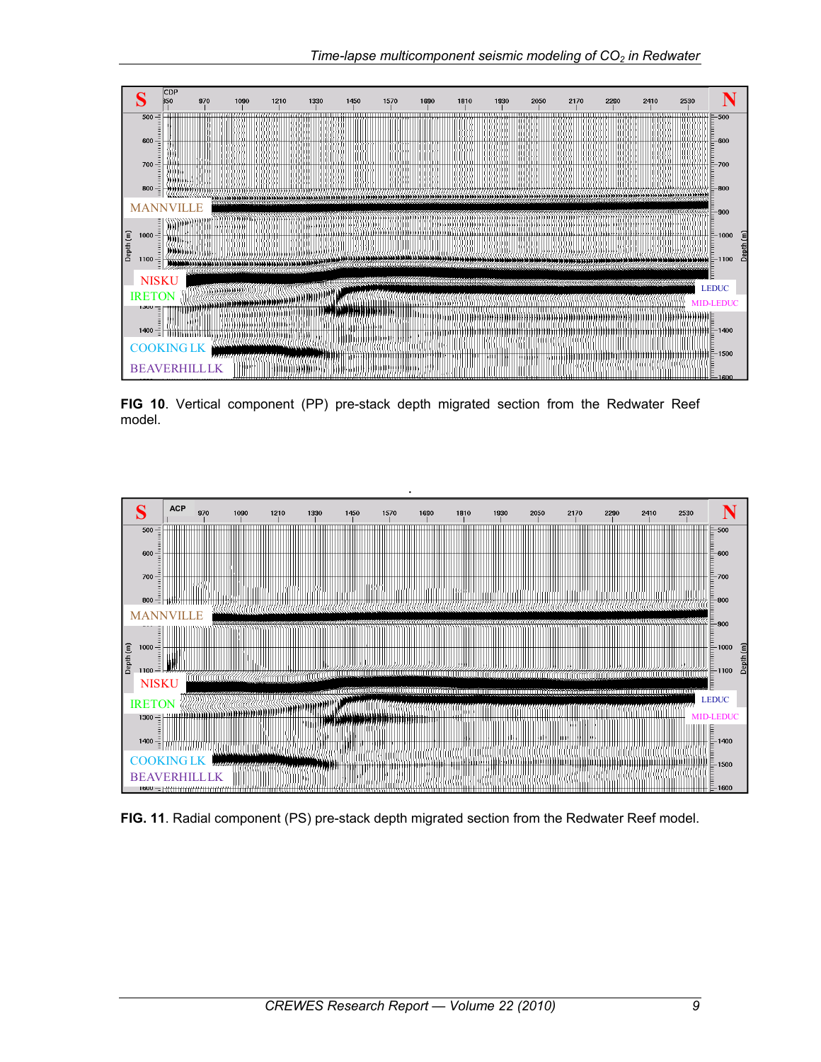**FIG 10**. Vertical component (PP) pre-stack depth migrated section from the Redwater Reef model.

**FIG. 11**. Radial component (PS) pre-stack depth migrated section from the Redwater Reef model.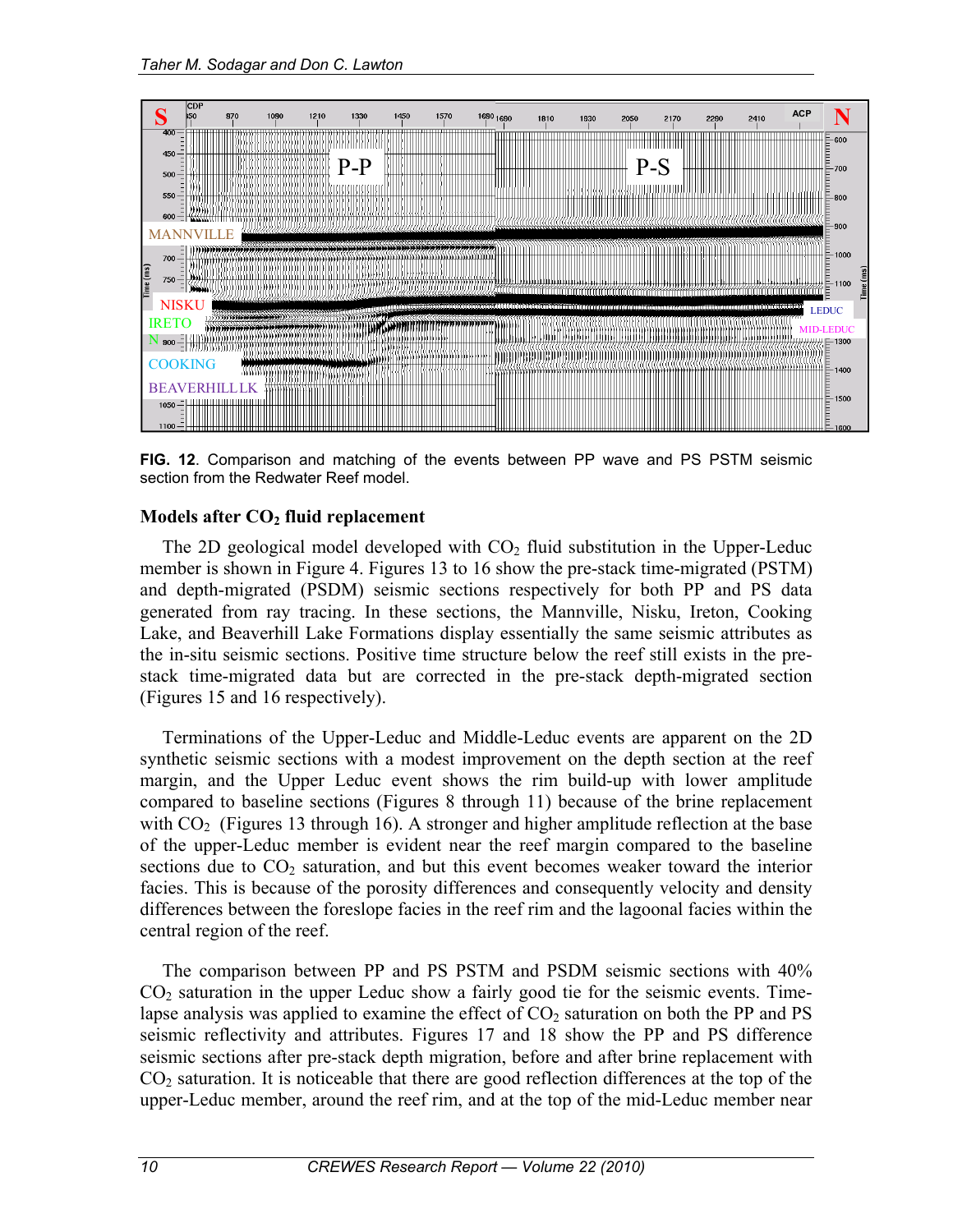**FIG. 12**. Comparison and matching of the events between PP wave and PS PSTM seismic section from the Redwater Reef model.

### Models after $CO_2$ fluid replacement

The 2D geological model developed with $CO_2$ fluid substitution in the Upper-Leduc member is shown in Figure 4. Figures 13 to 16 show the pre-stack time-migrated (PSTM) and depth-migrated (PSDM) seismic sections respectively for both PP and PS data generated from ray tracing. In these sections, the Mannville, Nisku, Ireton, Cooking Lake, and Beaverhill Lake Formations display essentially the same seismic attributes as the in-situ seismic sections. Positive time structure below the reef still exists in the pre-stack time-migrated data but are corrected in the pre-stack depth-migrated section (Figures 15 and 16 respectively).

Terminations of the Upper-Leduc and Middle-Leduc events are apparent on the 2D synthetic seismic sections with a modest improvement on the depth section at the reef margin, and the Upper Leduc event shows the rim build-up with lower amplitude compared to baseline sections (Figures 8 through 11) because of the brine replacement with $CO_2$ (Figures 13 through 16). A stronger and higher amplitude reflection at the base of the upper-Leduc member is evident near the reef margin compared to the baseline sections due to $CO_2$ saturation, and but this event becomes weaker toward the interior facies. This is because of the porosity differences and consequently velocity and density differences between the foreslope facies in the reef rim and the lagoonal facies within the central region of the reef.

The comparison between PP and PS PSTM and PSDM seismic sections with 40% $CO_2$ saturation in the upper Leduc show a fairly good tie for the seismic events. Time-lapse analysis was applied to examine the effect of $CO_2$ saturation on both the PP and PS seismic reflectivity and attributes. Figures 17 and 18 show the PP and PS difference seismic sections after pre-stack depth migration, before and after brine replacement with $CO_2$ saturation. It is noticeable that there are good reflection differences at the top of the upper-Leduc member, around the reef rim, and at the top of the mid-Leduc member near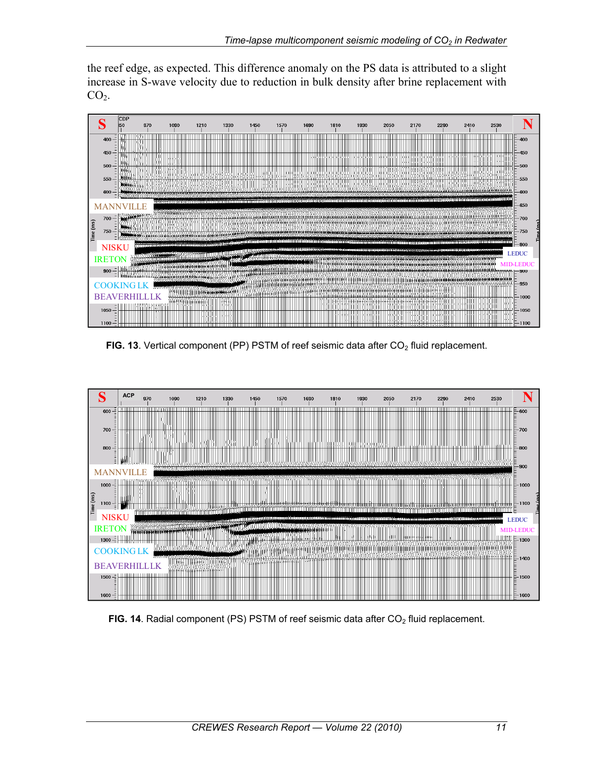the reef edge, as expected. This difference anomaly on the PS data is attributed to a slight increase in S-wave velocity due to reduction in bulk density after brine replacement with $CO_2$.

**FIG. 13**. Vertical component (PP) PSTM of reef seismic data after $CO_2$ fluid replacement.

**FIG. 14**. Radial component (PS) PSTM of reef seismic data after $CO_2$ fluid replacement.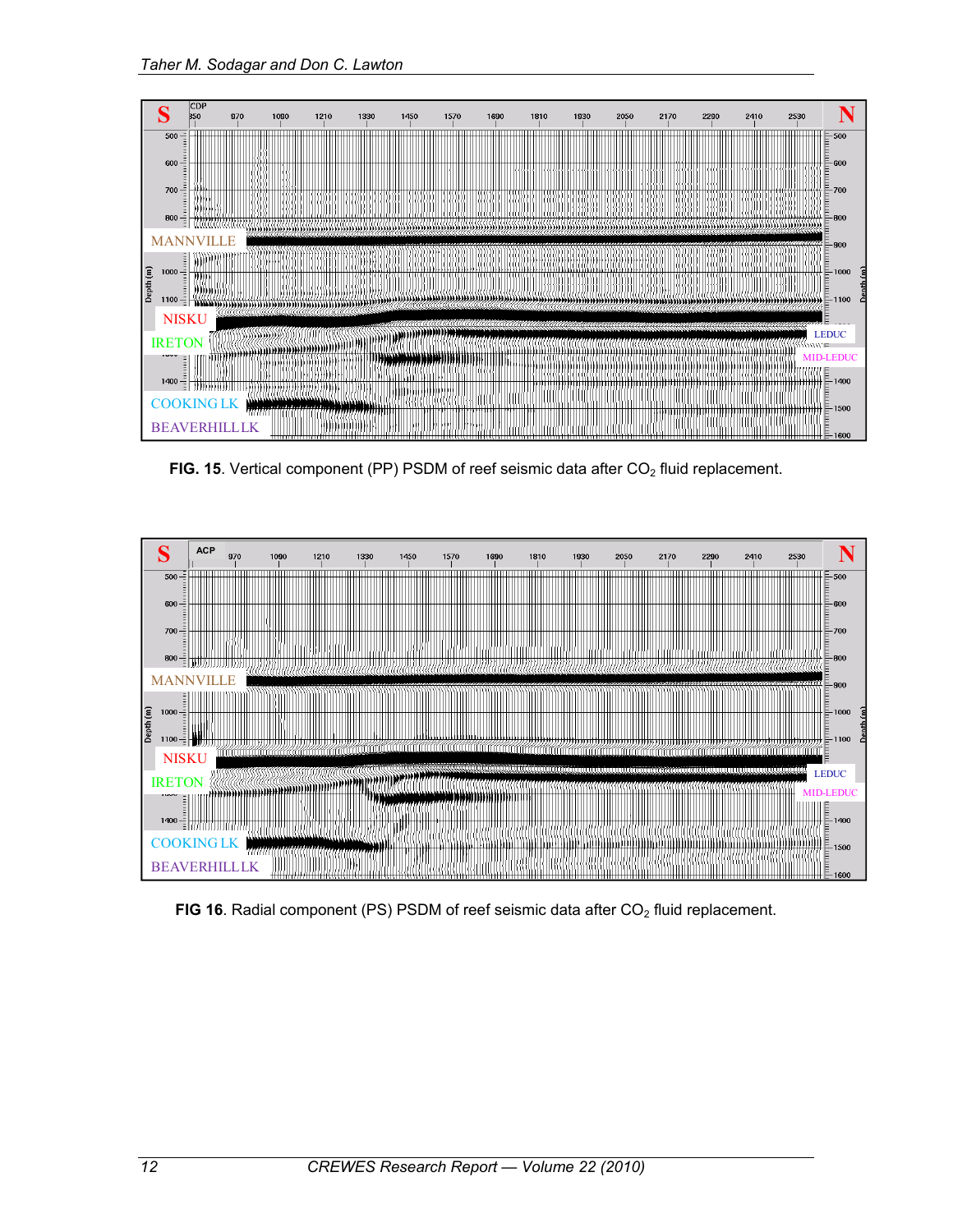**FIG. 15**. Vertical component (PP) PSDM of reef seismic data after $CO_2$ fluid replacement.

**FIG 16**. Radial component (PS) PSDM of reef seismic data after $CO_2$ fluid replacement.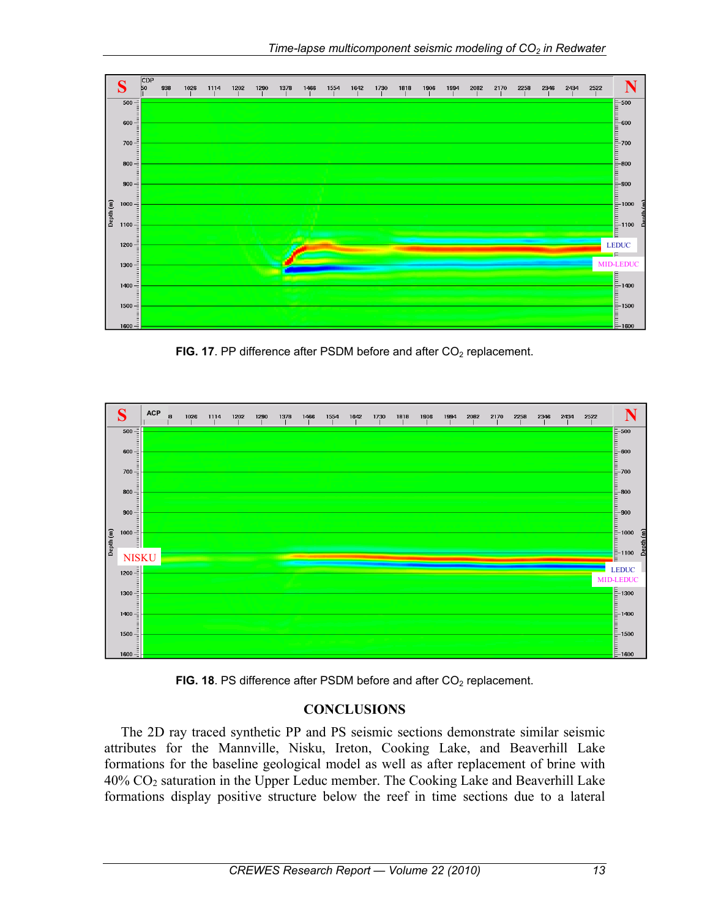**FIG. 17**. PP difference after PSDM before and after $CO_2$ replacement.

**FIG. 18**. PS difference after PSDM before and after $CO_2$ replacement.

## CONCLUSIONS

The 2D ray traced synthetic PP and PS seismic sections demonstrate similar seismic attributes for the Mannville, Nisku, Ireton, Cooking Lake, and Beaverhill Lake formations for the baseline geological model as well as after replacement of brine with 40% $CO_2$ saturation in the Upper Leduc member. The Cooking Lake and Beaverhill Lake formations display positive structure below the reef in time sections due to a lateral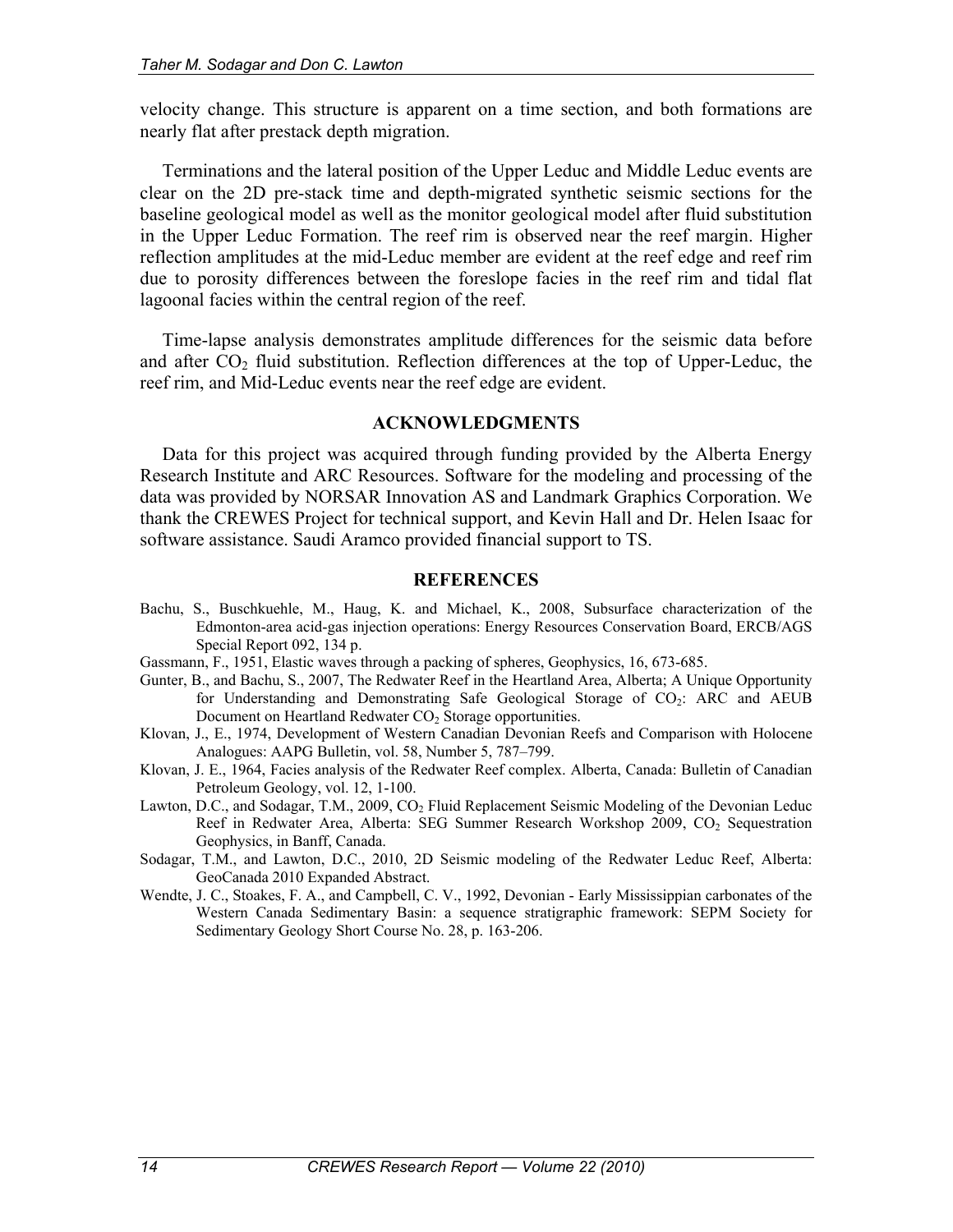velocity change. This structure is apparent on a time section, and both formations are nearly flat after prestack depth migration.

Terminations and the lateral position of the Upper Leduc and Middle Leduc events are clear on the 2D pre-stack time and depth-migrated synthetic seismic sections for the baseline geological model as well as the monitor geological model after fluid substitution in the Upper Leduc Formation. The reef rim is observed near the reef margin. Higher reflection amplitudes at the mid-Leduc member are evident at the reef edge and reef rim due to porosity differences between the foreslope facies in the reef rim and tidal flat lagoonal facies within the central region of the reef.

Time-lapse analysis demonstrates amplitude differences for the seismic data before and after $CO_2$ fluid substitution. Reflection differences at the top of Upper-Leduc, the reef rim, and Mid-Leduc events near the reef edge are evident.

## ACKNOWLEDGMENTS

Data for this project was acquired through funding provided by the Alberta Energy Research Institute and ARC Resources. Software for the modeling and processing of the data was provided by NORSAR Innovation AS and Landmark Graphics Corporation. We thank the CREWES Project for technical support, and Kevin Hall and Dr. Helen Isaac for software assistance. Saudi Aramco provided financial support to TS.

## REFERENCES

Bachu, S., Buschkuehle, M., Haug, K. and Michael, K., 2008, Subsurface characterization of the Edmonton-area acid-gas injection operations: Energy Resources Conservation Board, ERCB/AGS Special Report 092, 134 p.

Gassmann, F., 1951, Elastic waves through a packing of spheres, Geophysics, 16, 673-685.

Gunter, B., and Bachu, S., 2007, The Redwater Reef in the Heartland Area, Alberta; A Unique Opportunity for Understanding and Demonstrating Safe Geological Storage of $CO_2$: ARC and AEUB Document on Heartland Redwater $CO_2$ Storage opportunities.

Klovan, J., E., 1974, Development of Western Canadian Devonian Reefs and Comparison with Holocene Analogues: AAPG Bulletin, vol. 58, Number 5, 787–799.

Klovan, J. E., 1964, Facies analysis of the Redwater Reef complex. Alberta, Canada: Bulletin of Canadian Petroleum Geology, vol. 12, 1-100.

Lawton, D.C., and Sodagar, T.M., 2009, $CO_2$ Fluid Replacement Seismic Modeling of the Devonian Leduc Reef in Redwater Area, Alberta: SEG Summer Research Workshop 2009, $CO_2$ Sequestration Geophysics, in Banff, Canada.

Sodagar, T.M., and Lawton, D.C., 2010, 2D Seismic modeling of the Redwater Leduc Reef, Alberta: GeoCanada 2010 Expanded Abstract.

Wendte, J. C., Stoakes, F. A., and Campbell, C. V., 1992, Devonian - Early Mississippian carbonates of the Western Canada Sedimentary Basin: a sequence stratigraphic framework: SEPM Society for Sedimentary Geology Short Course No. 28, p. 163-206.